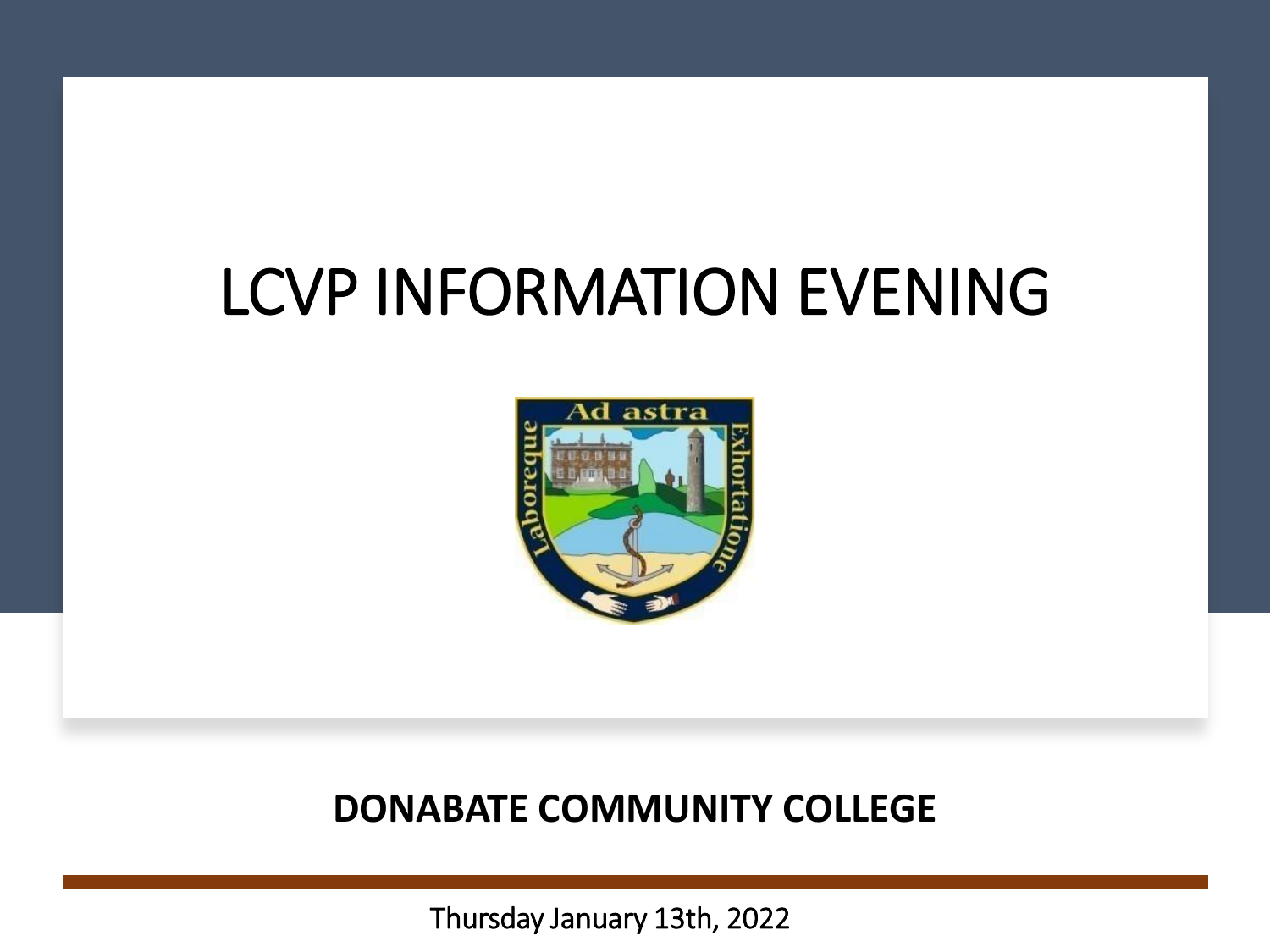# LCVP INFORMATION EVENING

**DONABATE COMMUNITY COLLEGE**

Thursday January 13th, 2022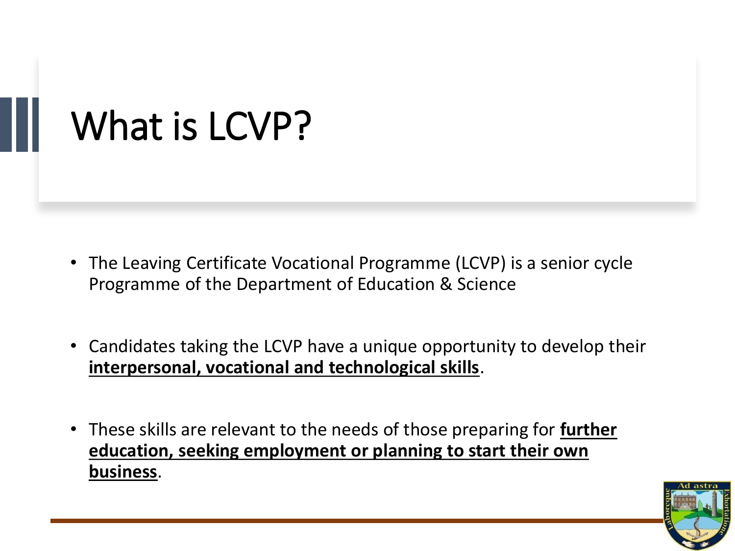# What is LCVP?

- The Leaving Certificate Vocational Programme (LCVP) is a senior cycle Programme of the Department of Education & Science

- Candidates taking the LCVP have a unique opportunity to develop their **interpersonal, vocational and technological skills**.

- These skills are relevant to the needs of those preparing for **further education, seeking employment or planning to start their own business**.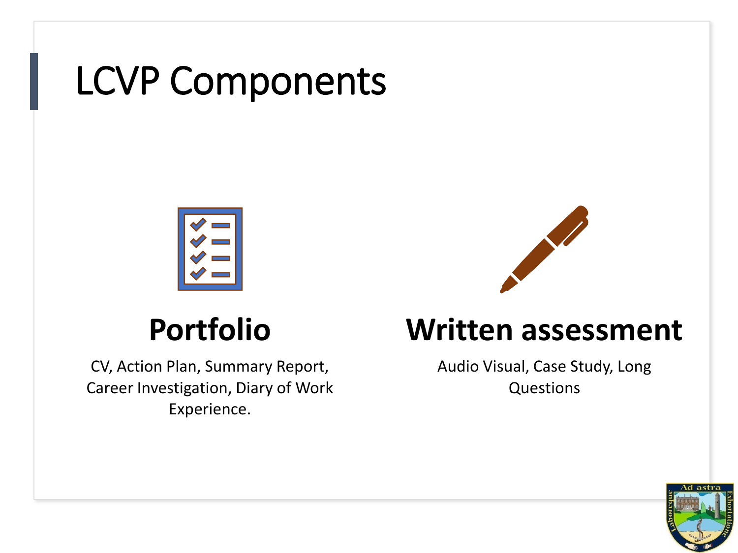# LCVP Components

## Portfolio

CV, Action Plan, Summary Report, Career Investigation, Diary of Work Experience.

## Written assessment

Audio Visual, Case Study, Long Questions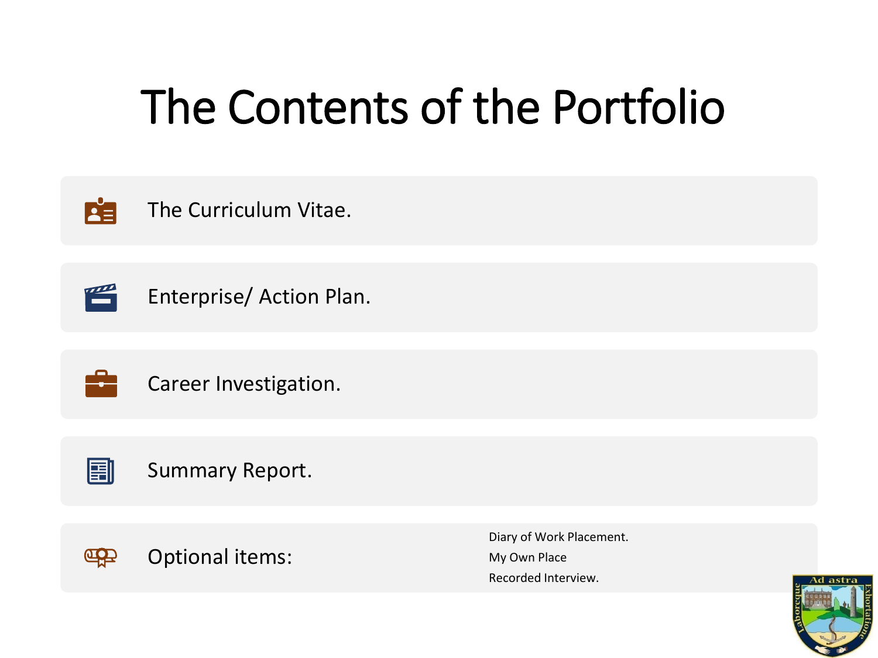# The Contents of the Portfolio

- The Curriculum Vitae.
- Enterprise/ Action Plan.
- Career Investigation.
- Summary Report.
- Optional items:
  - Diary of Work Placement.
  - My Own Place
  - Recorded Interview.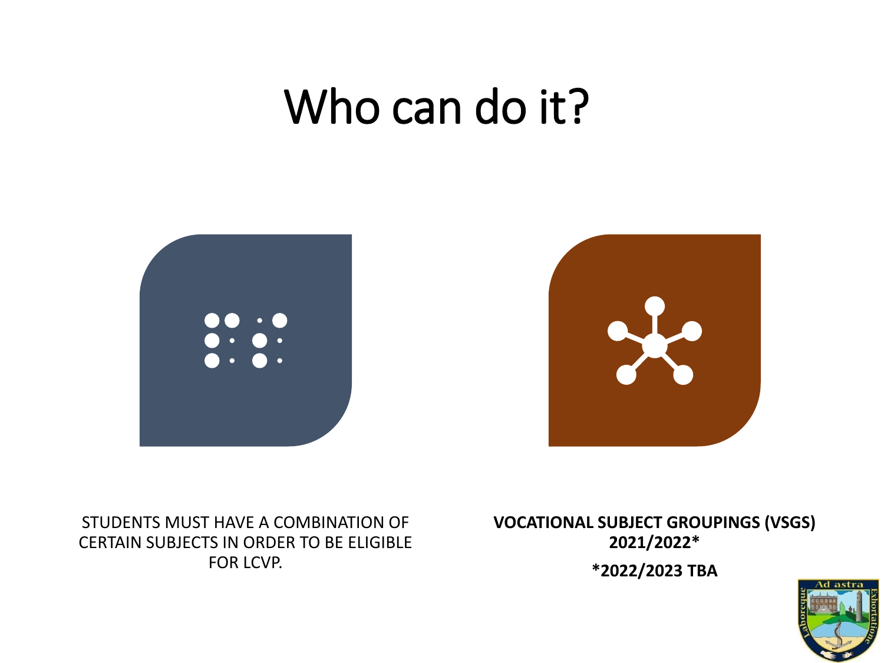# Who can do it?

STUDENTS MUST HAVE A COMBINATION OF CERTAIN SUBJECTS IN ORDER TO BE ELIGIBLE FOR LCVP.

**VOCATIONAL SUBJECT GROUPINGS (VSGS) 2021/2022***

***2022/2023 TBA**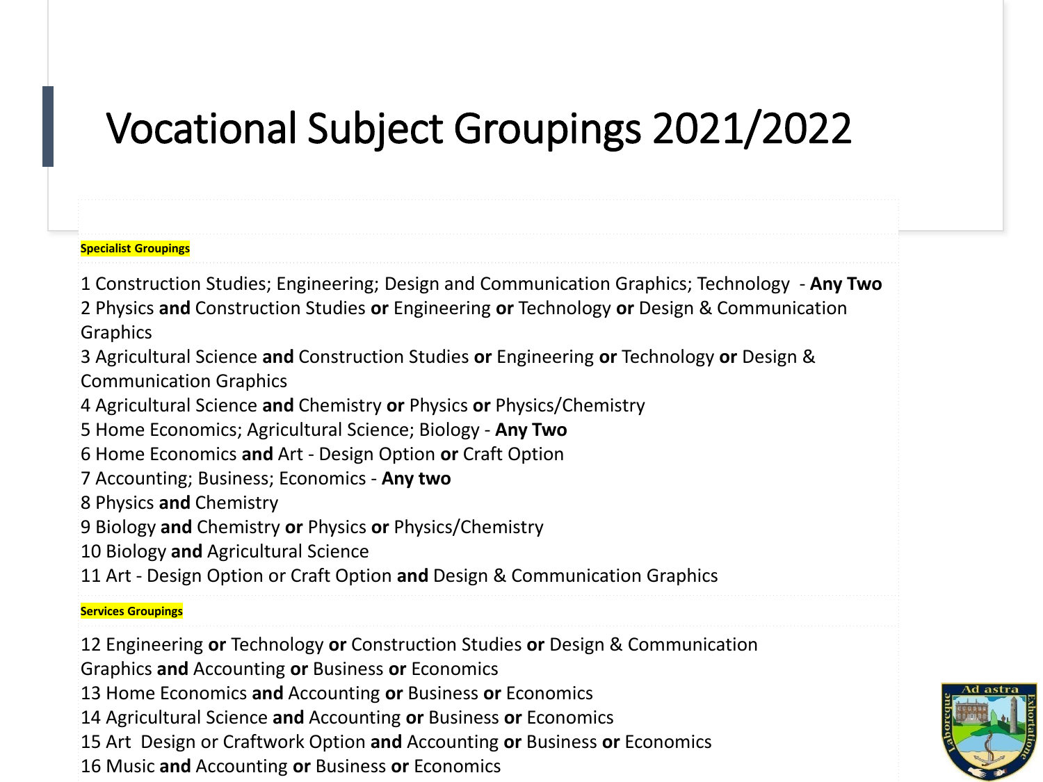# Vocational Subject Groupings 2021/2022

**Specialist Groupings**

1 Construction Studies; Engineering; Design and Communication Graphics; Technology - **Any Two**
2 Physics **and** Construction Studies **or** Engineering **or** Technology **or** Design & Communication Graphics
3 Agricultural Science **and** Construction Studies **or** Engineering **or** Technology **or** Design & Communication Graphics
4 Agricultural Science **and** Chemistry **or** Physics **or** Physics/Chemistry
5 Home Economics; Agricultural Science; Biology - **Any Two**
6 Home Economics **and** Art - Design Option **or** Craft Option
7 Accounting; Business; Economics - **Any two**
8 Physics **and** Chemistry
9 Biology **and** Chemistry **or** Physics **or** Physics/Chemistry
10 Biology **and** Agricultural Science
11 Art - Design Option or Craft Option **and** Design & Communication Graphics

**Services Groupings**

12 Engineering **or** Technology **or** Construction Studies **or** Design & Communication Graphics **and** Accounting **or** Business **or** Economics
13 Home Economics **and** Accounting **or** Business **or** Economics
14 Agricultural Science **and** Accounting **or** Business **or** Economics
15 Art Design or Craftwork Option **and** Accounting **or** Business **or** Economics
16 Music **and** Accounting **or** Business **or** Economics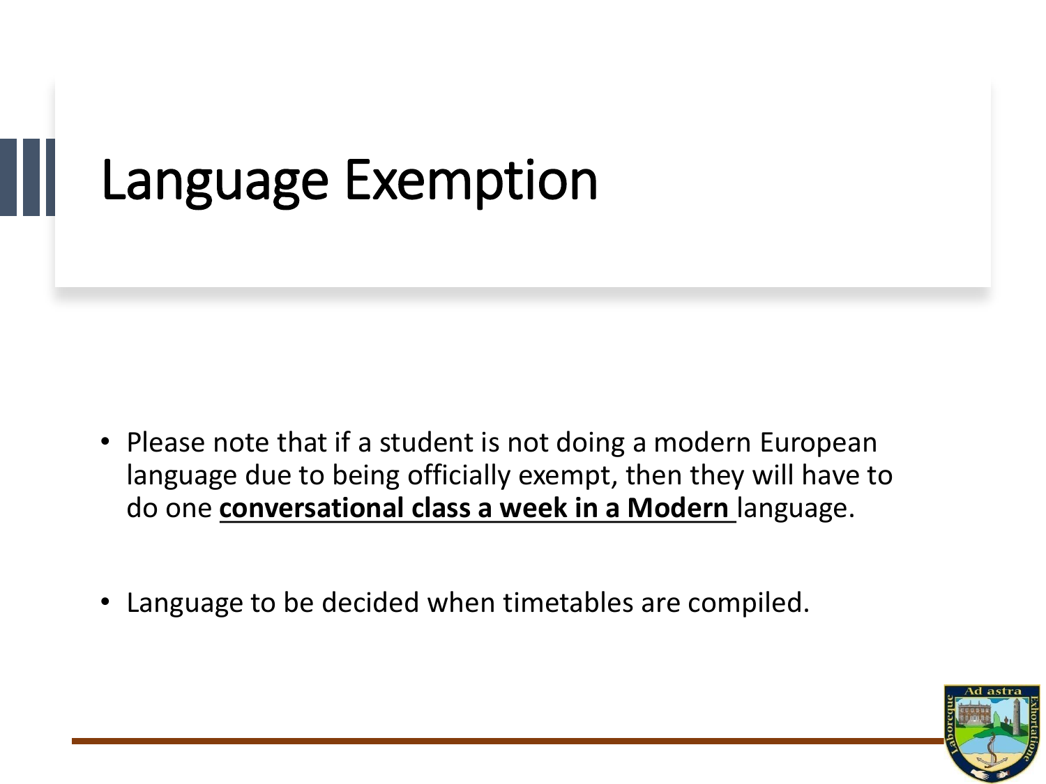# Language Exemption

- Please note that if a student is not doing a modern European language due to being officially exempt, then they will have to do one **conversational class a week in a Modern** language.

- Language to be decided when timetables are compiled.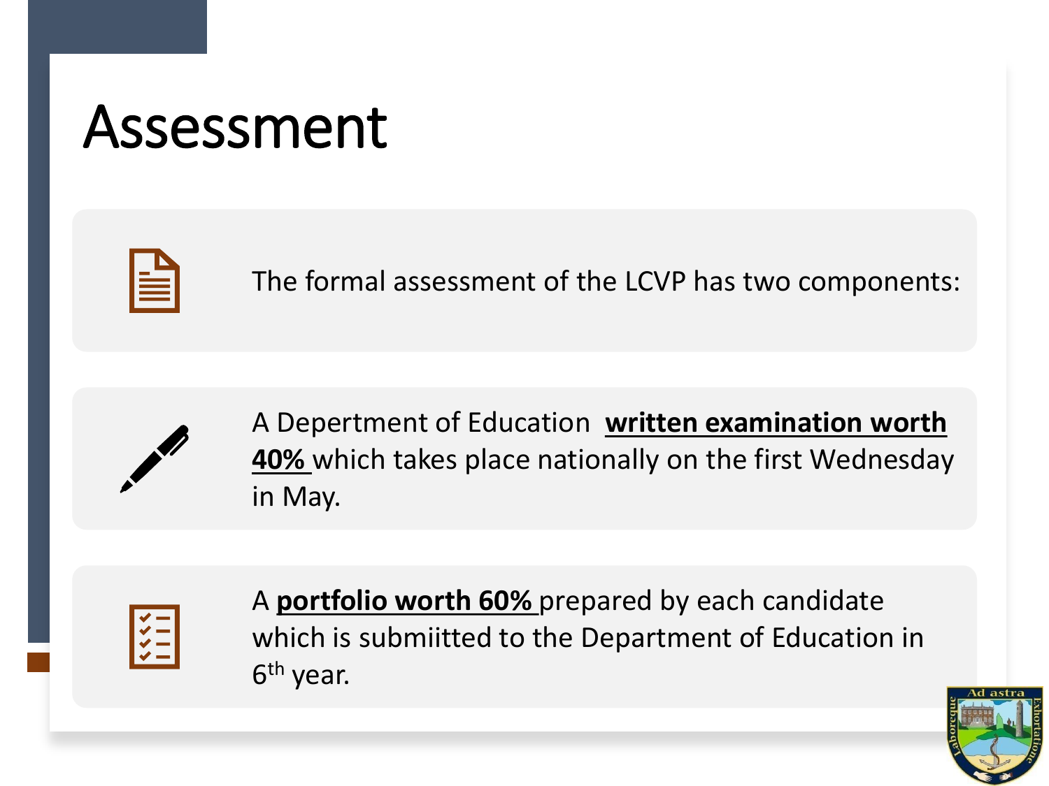# Assessment

The formal assessment of the LCVP has two components:

A Depertment of Education **written examination worth 40%** which takes place nationally on the first Wednesday in May.

A **portfolio worth 60%** prepared by each candidate which is submiitted to the Department of Education in 6th year.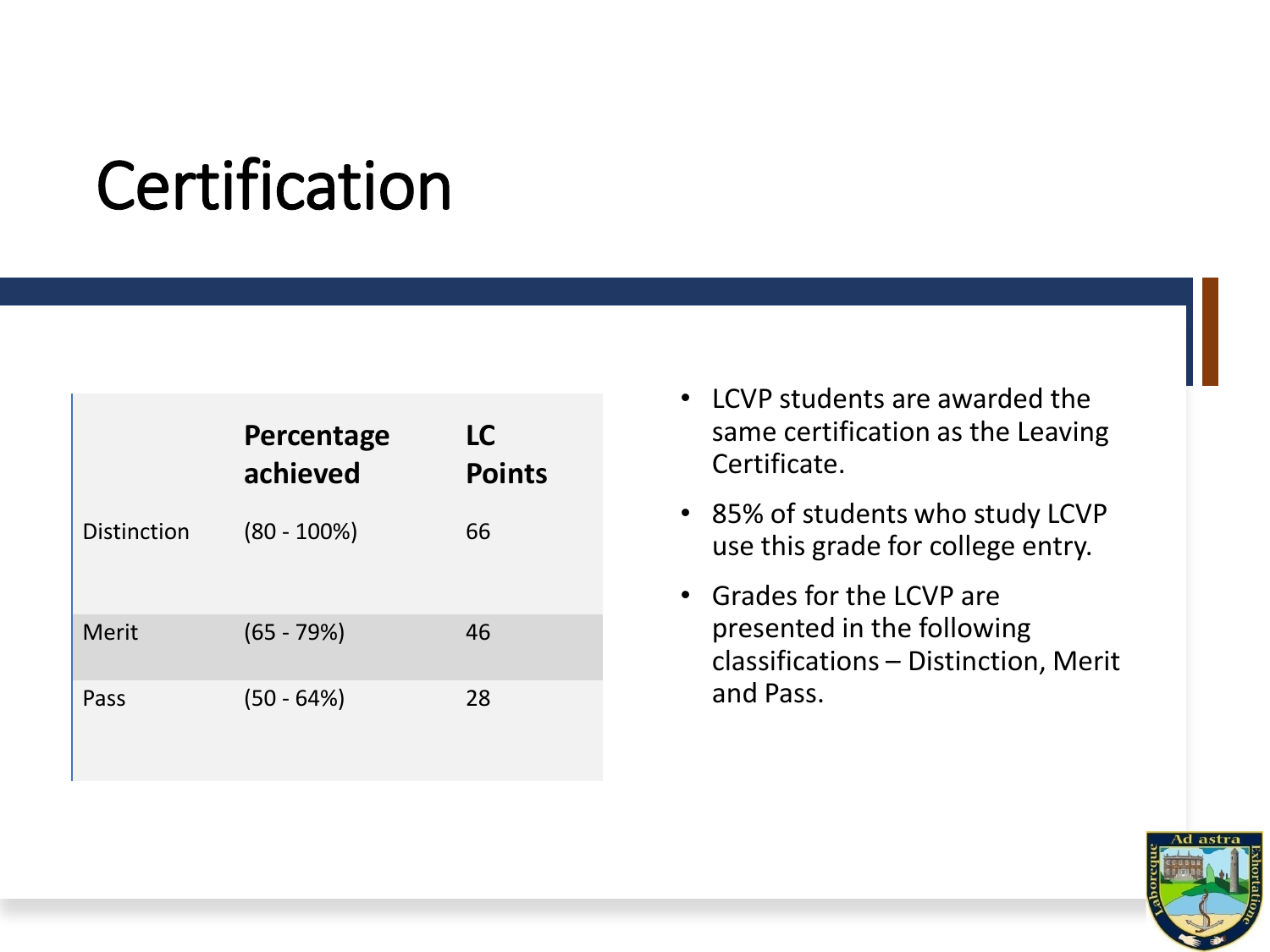# Certification

| | Percentage achieved | LC Points |
|---|---|---|
| Distinction | (80 - 100%) | 66 |
| Merit | (65 - 79%) | 46 |
| Pass | (50 - 64%) | 28 |

- LCVP students are awarded the same certification as the Leaving Certificate.
- 85% of students who study LCVP use this grade for college entry.
- Grades for the LCVP are presented in the following classifications – Distinction, Merit and Pass.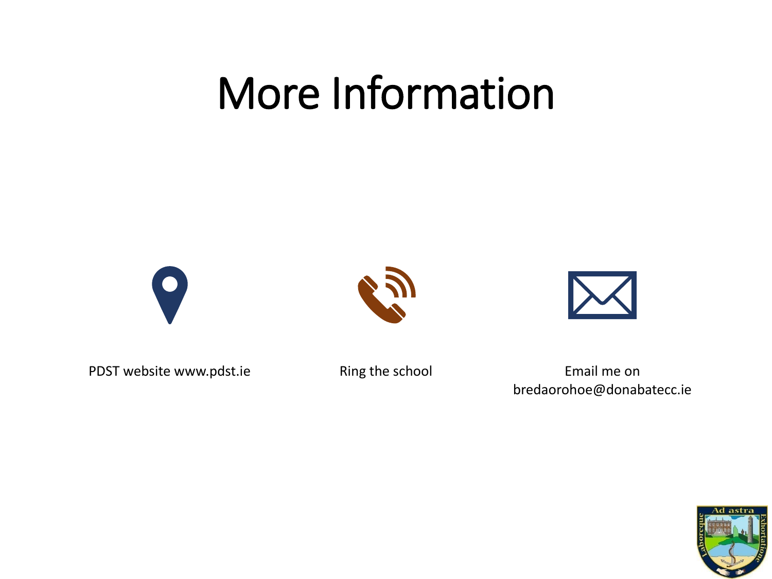# More Information

PDST website www.pdst.ie

Ring the school

Email me on bredaorohoe@donabatecc.ie